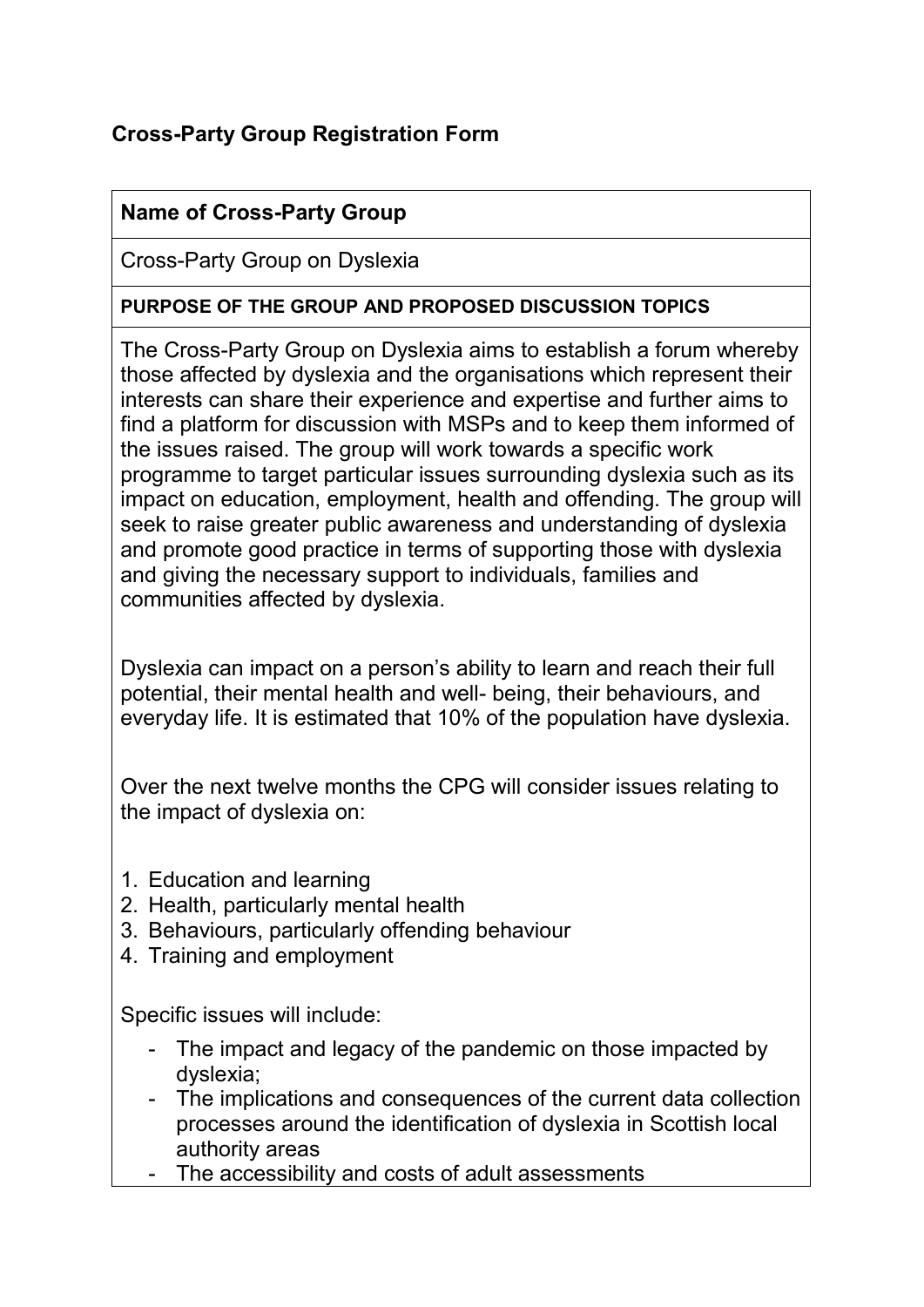# Cross-Party Group Registration Form

**Name of Cross-Party Group**

Cross-Party Group on Dyslexia

**PURPOSE OF THE GROUP AND PROPOSED DISCUSSION TOPICS**

The Cross-Party Group on Dyslexia aims to establish a forum whereby those affected by dyslexia and the organisations which represent their interests can share their experience and expertise and further aims to find a platform for discussion with MSPs and to keep them informed of the issues raised. The group will work towards a specific work programme to target particular issues surrounding dyslexia such as its impact on education, employment, health and offending. The group will seek to raise greater public awareness and understanding of dyslexia and promote good practice in terms of supporting those with dyslexia and giving the necessary support to individuals, families and communities affected by dyslexia.

Dyslexia can impact on a person's ability to learn and reach their full potential, their mental health and well- being, their behaviours, and everyday life. It is estimated that 10% of the population have dyslexia.

Over the next twelve months the CPG will consider issues relating to the impact of dyslexia on:

1. Education and learning
2. Health, particularly mental health
3. Behaviours, particularly offending behaviour
4. Training and employment

Specific issues will include:

- The impact and legacy of the pandemic on those impacted by dyslexia;
- The implications and consequences of the current data collection processes around the identification of dyslexia in Scottish local authority areas
- The accessibility and costs of adult assessments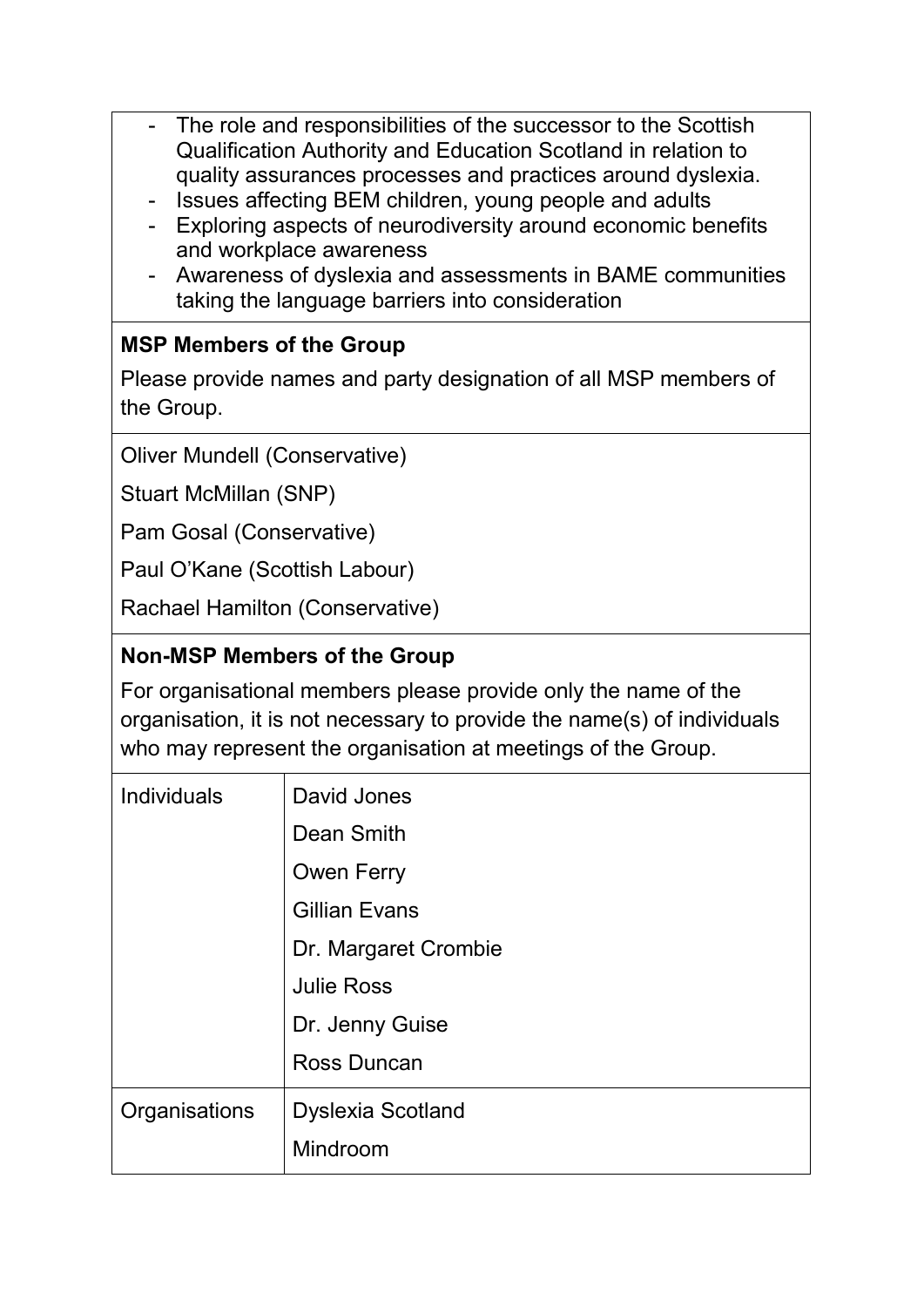- The role and responsibilities of the successor to the Scottish Qualification Authority and Education Scotland in relation to quality assurances processes and practices around dyslexia.
- Issues affecting BEM children, young people and adults
- Exploring aspects of neurodiversity around economic benefits and workplace awareness
- Awareness of dyslexia and assessments in BAME communities taking the language barriers into consideration

**MSP Members of the Group**

Please provide names and party designation of all MSP members of the Group.

Oliver Mundell (Conservative)

Stuart McMillan (SNP)

Pam Gosal (Conservative)

Paul O'Kane (Scottish Labour)

Rachael Hamilton (Conservative)

**Non-MSP Members of the Group**

For organisational members please provide only the name of the organisation, it is not necessary to provide the name(s) of individuals who may represent the organisation at meetings of the Group.

| | |
|---|---|
| Individuals | David Jones<br>Dean Smith<br>Owen Ferry<br>Gillian Evans<br>Dr. Margaret Crombie<br>Julie Ross<br>Dr. Jenny Guise<br>Ross Duncan |
| Organisations | Dyslexia Scotland<br>Mindroom |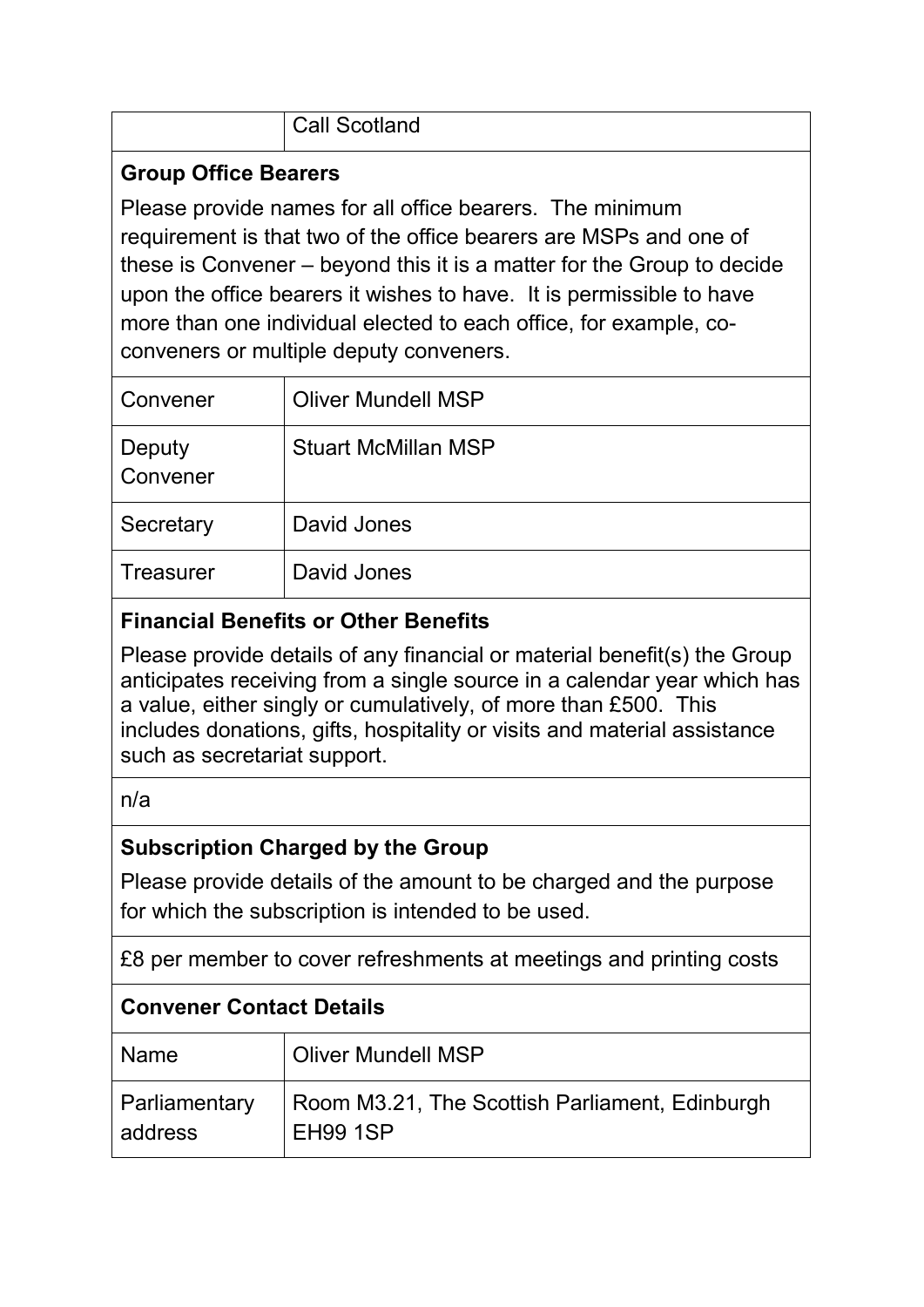| | Call Scotland |
|---|---|

**Group Office Bearers**

Please provide names for all office bearers. The minimum requirement is that two of the office bearers are MSPs and one of these is Convener – beyond this it is a matter for the Group to decide upon the office bearers it wishes to have. It is permissible to have more than one individual elected to each office, for example, co-conveners or multiple deputy conveners.

| | |
|---|---|
| Convener | Oliver Mundell MSP |
| Deputy Convener | Stuart McMillan MSP |
| Secretary | David Jones |
| Treasurer | David Jones |

**Financial Benefits or Other Benefits**

Please provide details of any financial or material benefit(s) the Group anticipates receiving from a single source in a calendar year which has a value, either singly or cumulatively, of more than £500. This includes donations, gifts, hospitality or visits and material assistance such as secretariat support.

n/a

**Subscription Charged by the Group**

Please provide details of the amount to be charged and the purpose for which the subscription is intended to be used.

£8 per member to cover refreshments at meetings and printing costs

**Convener Contact Details**

| | |
|---|---|
| Name | Oliver Mundell MSP |
| Parliamentary address | Room M3.21, The Scottish Parliament, Edinburgh EH99 1SP |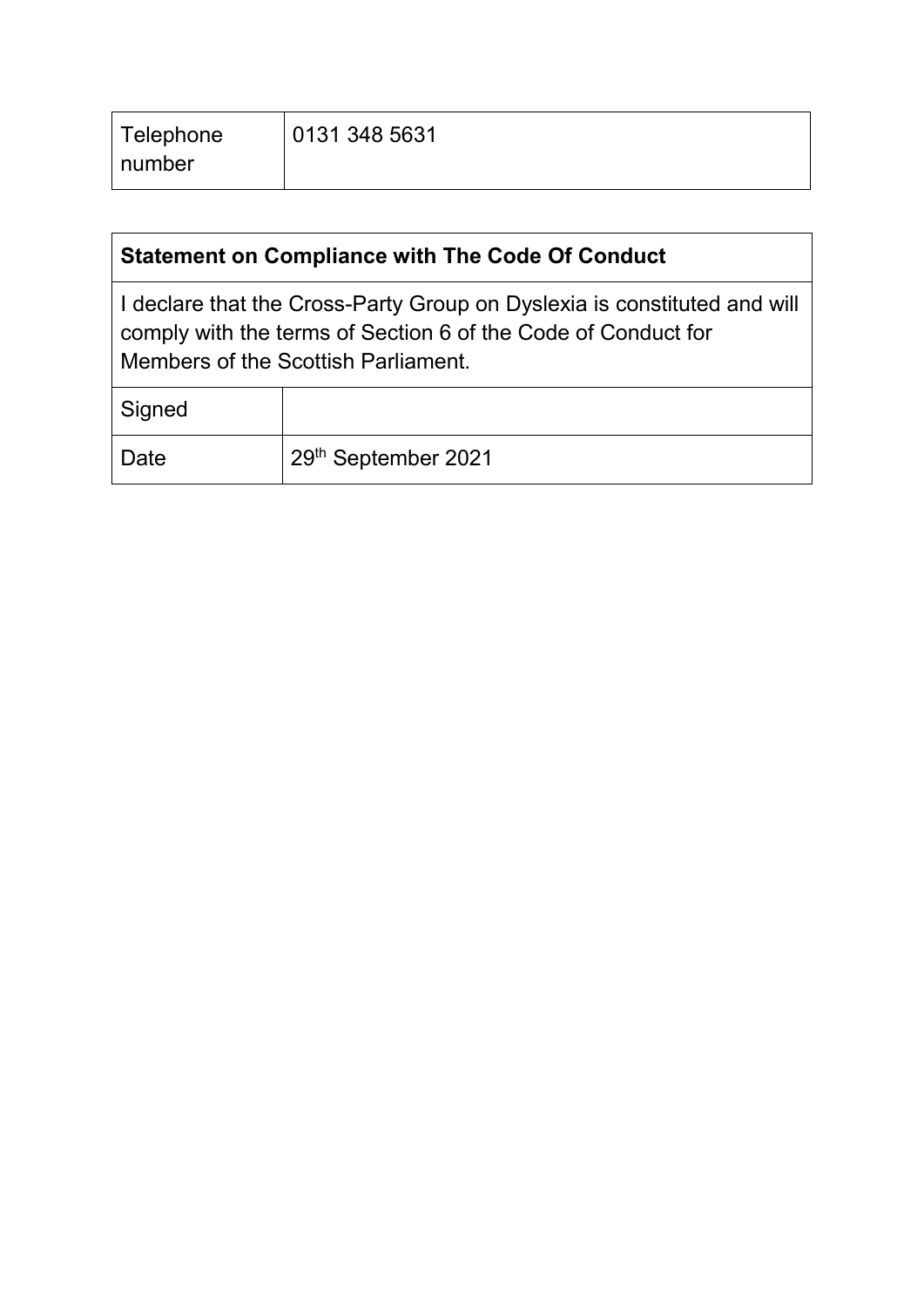| | |
|---|---|
| Telephone number | 0131 348 5631 |

| **Statement on Compliance with The Code Of Conduct** | |
|---|---|
| I declare that the Cross-Party Group on Dyslexia is constituted and will comply with the terms of Section 6 of the Code of Conduct for Members of the Scottish Parliament. | |
| Signed | |
| Date | 29th September 2021 |